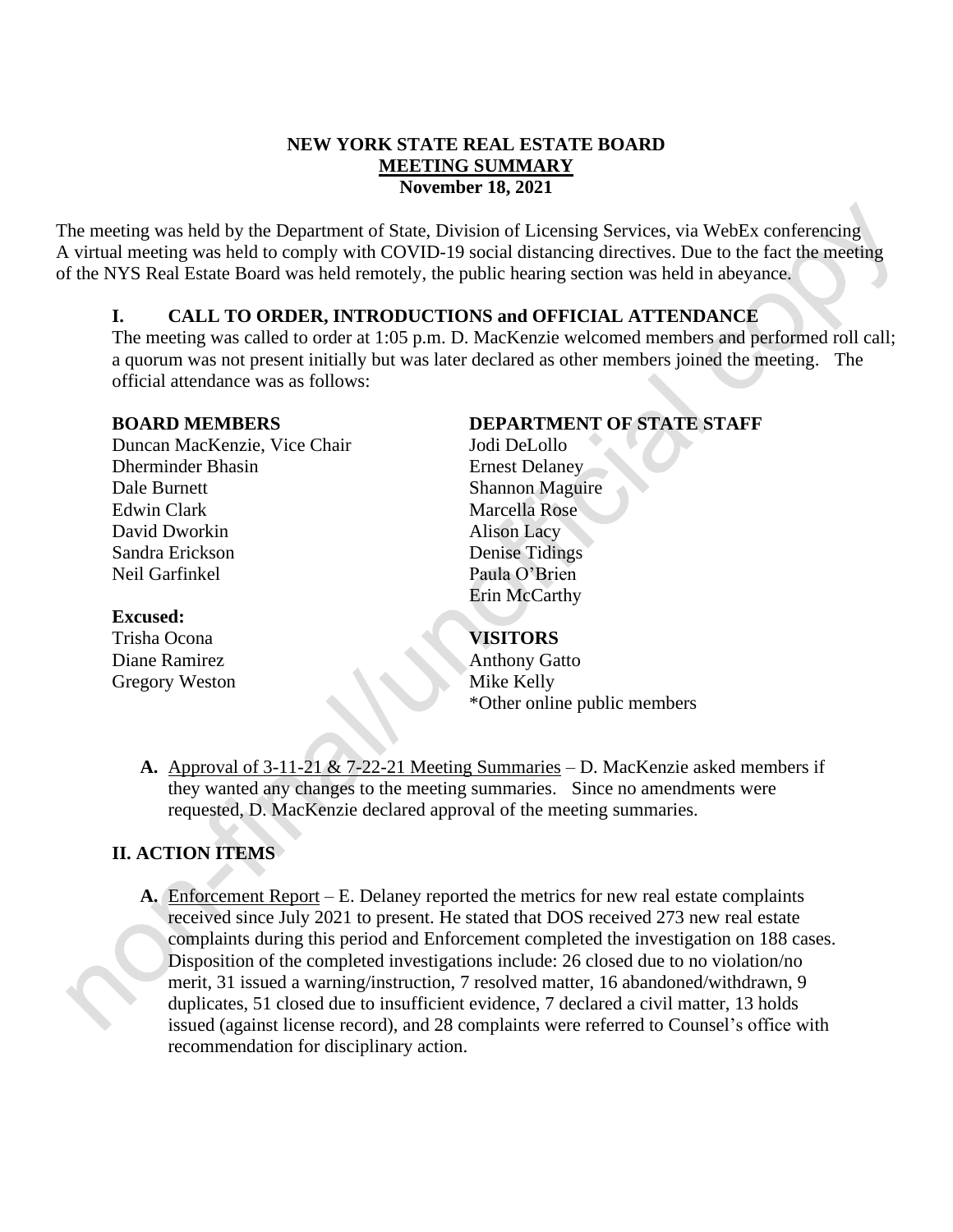**NEW YORK STATE REAL ESTATE BOARD**
**MEETING SUMMARY**
**November 18, 2021**

The meeting was held by the Department of State, Division of Licensing Services, via WebEx conferencing A virtual meeting was held to comply with COVID-19 social distancing directives. Due to the fact the meeting of the NYS Real Estate Board was held remotely, the public hearing section was held in abeyance.

## I. CALL TO ORDER, INTRODUCTIONS and OFFICIAL ATTENDANCE

The meeting was called to order at 1:05 p.m. D. MacKenzie welcomed members and performed roll call; a quorum was not present initially but was later declared as other members joined the meeting. The official attendance was as follows:

**BOARD MEMBERS**
Duncan MacKenzie, Vice Chair
Dherminder Bhasin
Dale Burnett
Edwin Clark
David Dworkin
Sandra Erickson
Neil Garfinkel

**Excused:**
Trisha Ocona
Diane Ramirez
Gregory Weston

**DEPARTMENT OF STATE STAFF**
Jodi DeLollo
Ernest Delaney
Shannon Maguire
Marcella Rose
Alison Lacy
Denise Tidings
Paula O'Brien
Erin McCarthy

**VISITORS**
Anthony Gatto
Mike Kelly
*Other online public members

**A.** Approval of 3-11-21 & 7-22-21 Meeting Summaries – D. MacKenzie asked members if they wanted any changes to the meeting summaries. Since no amendments were requested, D. MacKenzie declared approval of the meeting summaries.

## II. ACTION ITEMS

**A.** Enforcement Report – E. Delaney reported the metrics for new real estate complaints received since July 2021 to present. He stated that DOS received 273 new real estate complaints during this period and Enforcement completed the investigation on 188 cases. Disposition of the completed investigations include: 26 closed due to no violation/no merit, 31 issued a warning/instruction, 7 resolved matter, 16 abandoned/withdrawn, 9 duplicates, 51 closed due to insufficient evidence, 7 declared a civil matter, 13 holds issued (against license record), and 28 complaints were referred to Counsel's office with recommendation for disciplinary action.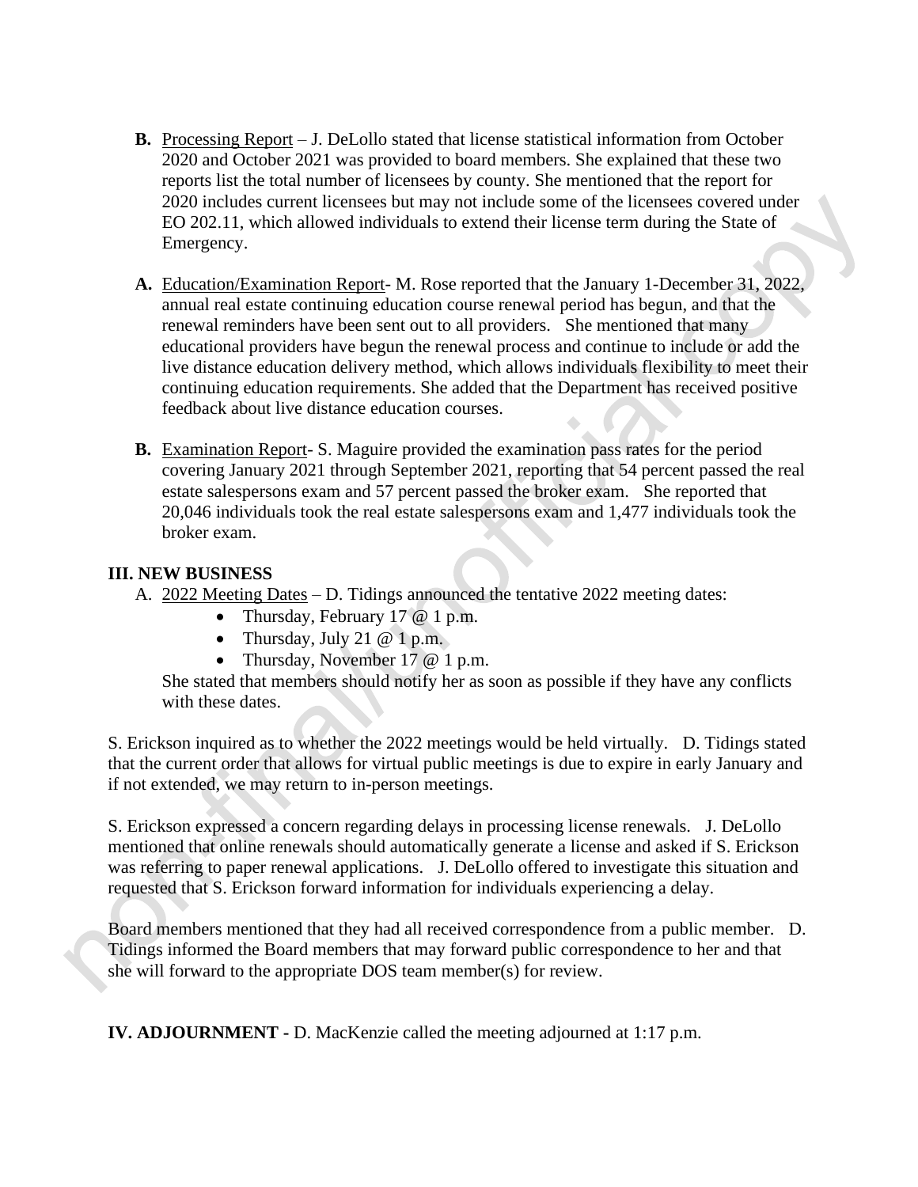**B.** Processing Report – J. DeLollo stated that license statistical information from October 2020 and October 2021 was provided to board members. She explained that these two reports list the total number of licensees by county. She mentioned that the report for 2020 includes current licensees but may not include some of the licensees covered under EO 202.11, which allowed individuals to extend their license term during the State of Emergency.

**A.** Education/Examination Report- M. Rose reported that the January 1-December 31, 2022, annual real estate continuing education course renewal period has begun, and that the renewal reminders have been sent out to all providers. She mentioned that many educational providers have begun the renewal process and continue to include or add the live distance education delivery method, which allows individuals flexibility to meet their continuing education requirements. She added that the Department has received positive feedback about live distance education courses.

**B.** Examination Report- S. Maguire provided the examination pass rates for the period covering January 2021 through September 2021, reporting that 54 percent passed the real estate salespersons exam and 57 percent passed the broker exam. She reported that 20,046 individuals took the real estate salespersons exam and 1,477 individuals took the broker exam.

**III. NEW BUSINESS**

A. 2022 Meeting Dates – D. Tidings announced the tentative 2022 meeting dates:

- Thursday, February 17 @ 1 p.m.
- Thursday, July 21 @ 1 p.m.
- Thursday, November 17 @ 1 p.m.

She stated that members should notify her as soon as possible if they have any conflicts with these dates.

S. Erickson inquired as to whether the 2022 meetings would be held virtually. D. Tidings stated that the current order that allows for virtual public meetings is due to expire in early January and if not extended, we may return to in-person meetings.

S. Erickson expressed a concern regarding delays in processing license renewals. J. DeLollo mentioned that online renewals should automatically generate a license and asked if S. Erickson was referring to paper renewal applications. J. DeLollo offered to investigate this situation and requested that S. Erickson forward information for individuals experiencing a delay.

Board members mentioned that they had all received correspondence from a public member. D. Tidings informed the Board members that may forward public correspondence to her and that she will forward to the appropriate DOS team member(s) for review.

**IV. ADJOURNMENT -** D. MacKenzie called the meeting adjourned at 1:17 p.m.